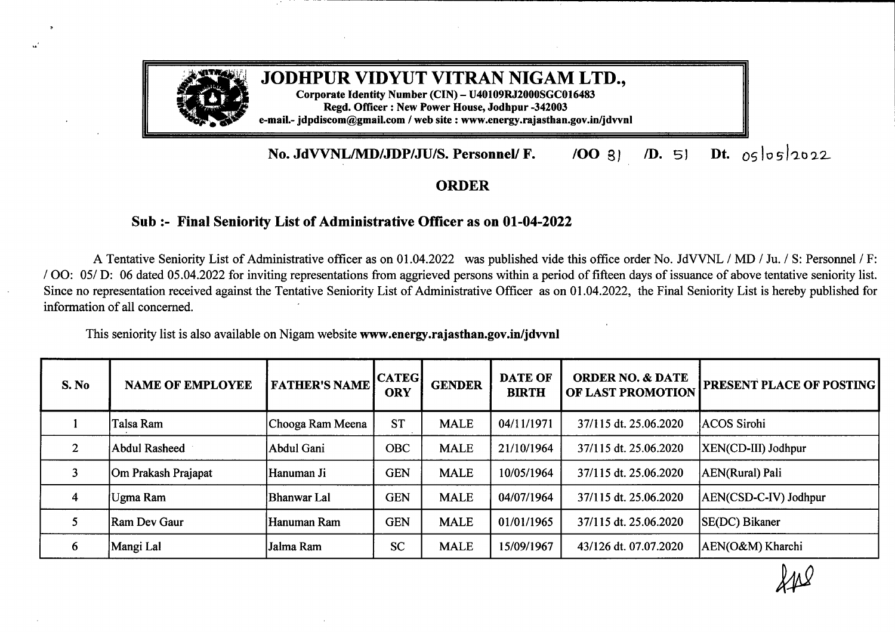# JODHPUR VIDYUT VITRAN NIGAM LTD.,

**Corporate Identity Number (CIN) – U40109RJ2000SGC016483**
**Regd. Officer : New Power House, Jodhpur -342003**
**e-mail.- jdpdiscom@gmail.com / web site : www.energy.rajasthan.gov.in/jdvvnl**

**No. JdVVNL/MD/JDP/JU/S. Personnel/ F. /OO 81 /D. 51 Dt. 05/05/2022**

## ORDER

### Sub :- Final Seniority List of Administrative Officer as on 01-04-2022

A Tentative Seniority List of Administrative officer as on 01.04.2022 was published vide this office order No. JdVVNL / MD / Ju. / S: Personnel / F: / OO: 05/ D: 06 dated 05.04.2022 for inviting representations from aggrieved persons within a period of fifteen days of issuance of above tentative seniority list. Since no representation received against the Tentative Seniority List of Administrative Officer as on 01.04.2022, the Final Seniority List is hereby published for information of all concerned.

This seniority list is also available on Nigam website **www.energy.rajasthan.gov.in/jdvvnl**

| S. No | NAME OF EMPLOYEE | FATHER'S NAME | CATEGORY | GENDER | DATE OF BIRTH | ORDER NO. & DATE OF LAST PROMOTION | PRESENT PLACE OF POSTING |
|---|---|---|---|---|---|---|---|
| 1 | Talsa Ram | Chooga Ram Meena | ST | MALE | 04/11/1971 | 37/115 dt. 25.06.2020 | ACOS Sirohi |
| 2 | Abdul Rasheed | Abdul Gani | OBC | MALE | 21/10/1964 | 37/115 dt. 25.06.2020 | XEN(CD-III) Jodhpur |
| 3 | Om Prakash Prajapat | Hanuman Ji | GEN | MALE | 10/05/1964 | 37/115 dt. 25.06.2020 | AEN(Rural) Pali |
| 4 | Ugma Ram | Bhanwar Lal | GEN | MALE | 04/07/1964 | 37/115 dt. 25.06.2020 | AEN(CSD-C-IV) Jodhpur |
| 5 | Ram Dev Gaur | Hanuman Ram | GEN | MALE | 01/01/1965 | 37/115 dt. 25.06.2020 | SE(DC) Bikaner |
| 6 | Mangi Lal | Jalma Ram | SC | MALE | 15/09/1967 | 43/126 dt. 07.07.2020 | AEN(O&M) Kharchi |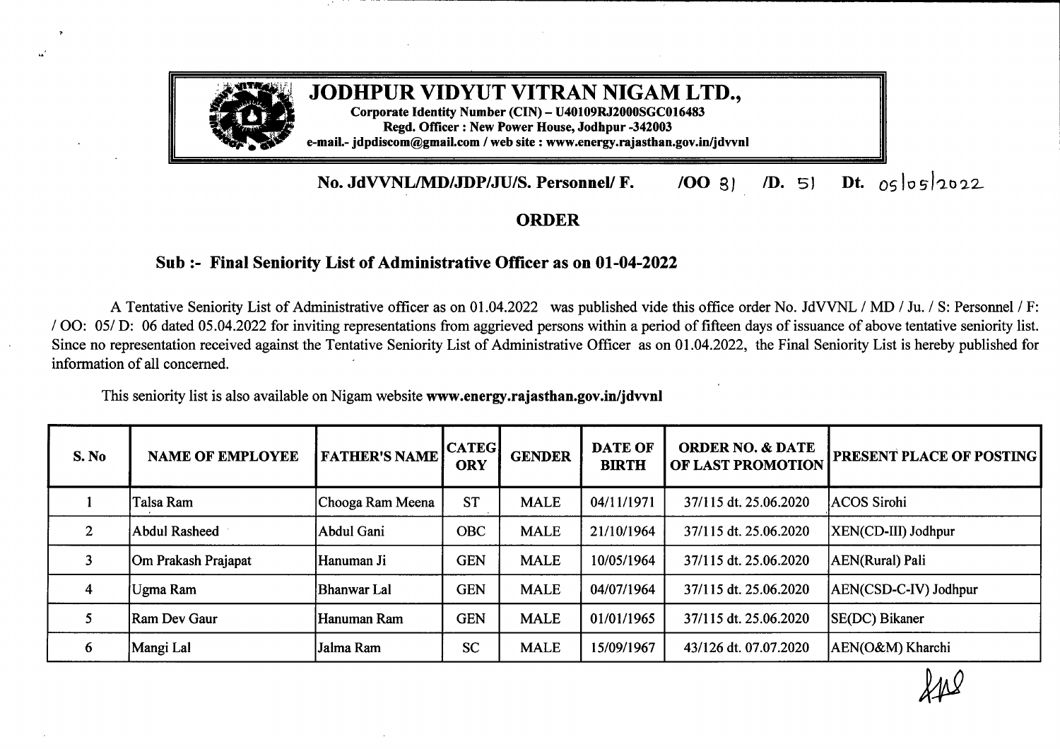# JODHPUR VIDYUT VITRAN NIGAM LTD.,

**Corporate Identity Number (CIN) – U40109RJ2000SGC016483**
**Regd. Officer : New Power House, Jodhpur -342003**
**e-mail.- jdpdiscom@gmail.com / web site : www.energy.rajasthan.gov.in/jdvvnl**

**No. JdVVNL/MD/JDP/JU/S. Personnel/ F. /OO 81 /D. 51 Dt. 05/05/2022**

## ORDER

### Sub :- Final Seniority List of Administrative Officer as on 01-04-2022

A Tentative Seniority List of Administrative officer as on 01.04.2022 was published vide this office order No. JdVVNL / MD / Ju. / S: Personnel / F: / OO: 05/ D: 06 dated 05.04.2022 for inviting representations from aggrieved persons within a period of fifteen days of issuance of above tentative seniority list. Since no representation received against the Tentative Seniority List of Administrative Officer as on 01.04.2022, the Final Seniority List is hereby published for information of all concerned.

This seniority list is also available on Nigam website **www.energy.rajasthan.gov.in/jdvvnl**

| S. No | NAME OF EMPLOYEE | FATHER'S NAME | CATEGORY | GENDER | DATE OF BIRTH | ORDER NO. & DATE OF LAST PROMOTION | PRESENT PLACE OF POSTING |
|---|---|---|---|---|---|---|---|
| 1 | Talsa Ram | Chooga Ram Meena | ST | MALE | 04/11/1971 | 37/115 dt. 25.06.2020 | ACOS Sirohi |
| 2 | Abdul Rasheed | Abdul Gani | OBC | MALE | 21/10/1964 | 37/115 dt. 25.06.2020 | XEN(CD-III) Jodhpur |
| 3 | Om Prakash Prajapat | Hanuman Ji | GEN | MALE | 10/05/1964 | 37/115 dt. 25.06.2020 | AEN(Rural) Pali |
| 4 | Ugma Ram | Bhanwar Lal | GEN | MALE | 04/07/1964 | 37/115 dt. 25.06.2020 | AEN(CSD-C-IV) Jodhpur |
| 5 | Ram Dev Gaur | Hanuman Ram | GEN | MALE | 01/01/1965 | 37/115 dt. 25.06.2020 | SE(DC) Bikaner |
| 6 | Mangi Lal | Jalma Ram | SC | MALE | 15/09/1967 | 43/126 dt. 07.07.2020 | AEN(O&M) Kharchi |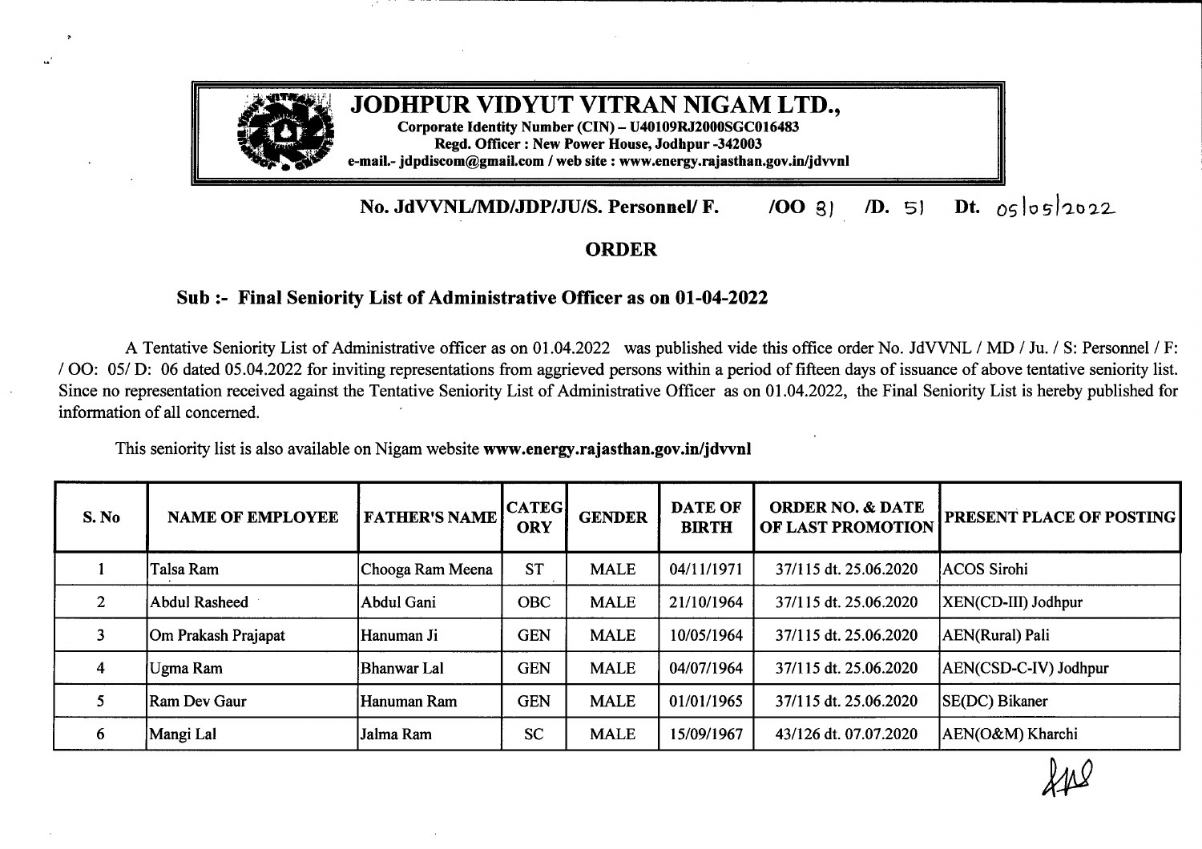# JODHPUR VIDYUT VITRAN NIGAM LTD.,

**Corporate Identity Number (CIN) – U40109RJ2000SGC016483**
**Regd. Officer : New Power House, Jodhpur -342003**
**e-mail.- jdpdiscom@gmail.com / web site : www.energy.rajasthan.gov.in/jdvvnl**

**No. JdVVNL/MD/JDP/JU/S. Personnel/ F. /OO 81 /D. 51 Dt. 05/05/2022**

## ORDER

### Sub :- Final Seniority List of Administrative Officer as on 01-04-2022

A Tentative Seniority List of Administrative officer as on 01.04.2022 was published vide this office order No. JdVVNL / MD / Ju. / S: Personnel / F: / OO: 05/ D: 06 dated 05.04.2022 for inviting representations from aggrieved persons within a period of fifteen days of issuance of above tentative seniority list. Since no representation received against the Tentative Seniority List of Administrative Officer as on 01.04.2022, the Final Seniority List is hereby published for information of all concerned.

This seniority list is also available on Nigam website **www.energy.rajasthan.gov.in/jdvvnl**

| S. No | NAME OF EMPLOYEE | FATHER'S NAME | CATEGORY | GENDER | DATE OF BIRTH | ORDER NO. & DATE OF LAST PROMOTION | PRESENT PLACE OF POSTING |
|---|---|---|---|---|---|---|---|
| 1 | Talsa Ram | Chooga Ram Meena | ST | MALE | 04/11/1971 | 37/115 dt. 25.06.2020 | ACOS Sirohi |
| 2 | Abdul Rasheed | Abdul Gani | OBC | MALE | 21/10/1964 | 37/115 dt. 25.06.2020 | XEN(CD-III) Jodhpur |
| 3 | Om Prakash Prajapat | Hanuman Ji | GEN | MALE | 10/05/1964 | 37/115 dt. 25.06.2020 | AEN(Rural) Pali |
| 4 | Ugma Ram | Bhanwar Lal | GEN | MALE | 04/07/1964 | 37/115 dt. 25.06.2020 | AEN(CSD-C-IV) Jodhpur |
| 5 | Ram Dev Gaur | Hanuman Ram | GEN | MALE | 01/01/1965 | 37/115 dt. 25.06.2020 | SE(DC) Bikaner |
| 6 | Mangi Lal | Jalma Ram | SC | MALE | 15/09/1967 | 43/126 dt. 07.07.2020 | AEN(O&M) Kharchi |